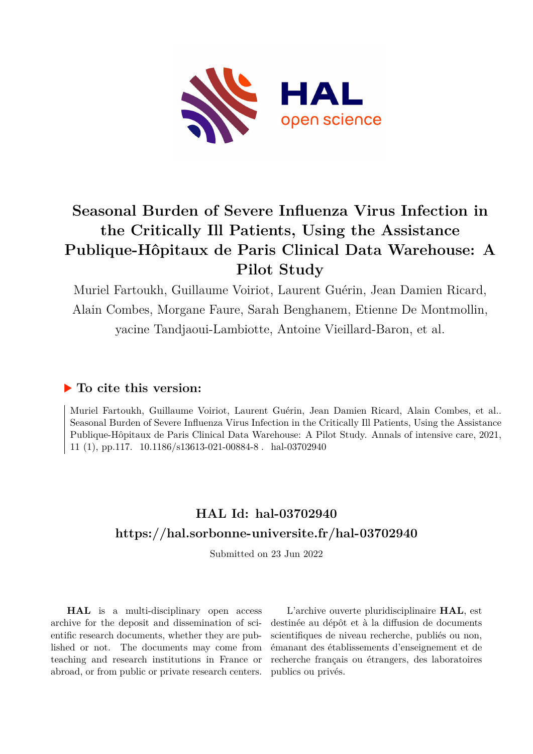# Seasonal Burden of Severe Influenza Virus Infection in the Critically Ill Patients, Using the Assistance Publique-Hôpitaux de Paris Clinical Data Warehouse: A Pilot Study

Muriel Fartoukh, Guillaume Voiriot, Laurent Guérin, Jean Damien Ricard, Alain Combes, Morgane Faure, Sarah Benghanem, Etienne De Montmollin, yacine Tandjaoui-Lambiotte, Antoine Vieillard-Baron, et al.

## ▶ To cite this version:

Muriel Fartoukh, Guillaume Voiriot, Laurent Guérin, Jean Damien Ricard, Alain Combes, et al.. Seasonal Burden of Severe Influenza Virus Infection in the Critically Ill Patients, Using the Assistance Publique-Hôpitaux de Paris Clinical Data Warehouse: A Pilot Study. Annals of intensive care, 2021, 11 (1), pp.117. 10.1186/s13613-021-00884-8 . hal-03702940

## HAL Id: hal-03702940
## https://hal.sorbonne-universite.fr/hal-03702940

Submitted on 23 Jun 2022

**HAL** is a multi-disciplinary open access archive for the deposit and dissemination of scientific research documents, whether they are published or not. The documents may come from teaching and research institutions in France or abroad, or from public or private research centers.

L'archive ouverte pluridisciplinaire **HAL**, est destinée au dépôt et à la diffusion de documents scientifiques de niveau recherche, publiés ou non, émanant des établissements d'enseignement et de recherche français ou étrangers, des laboratoires publics ou privés.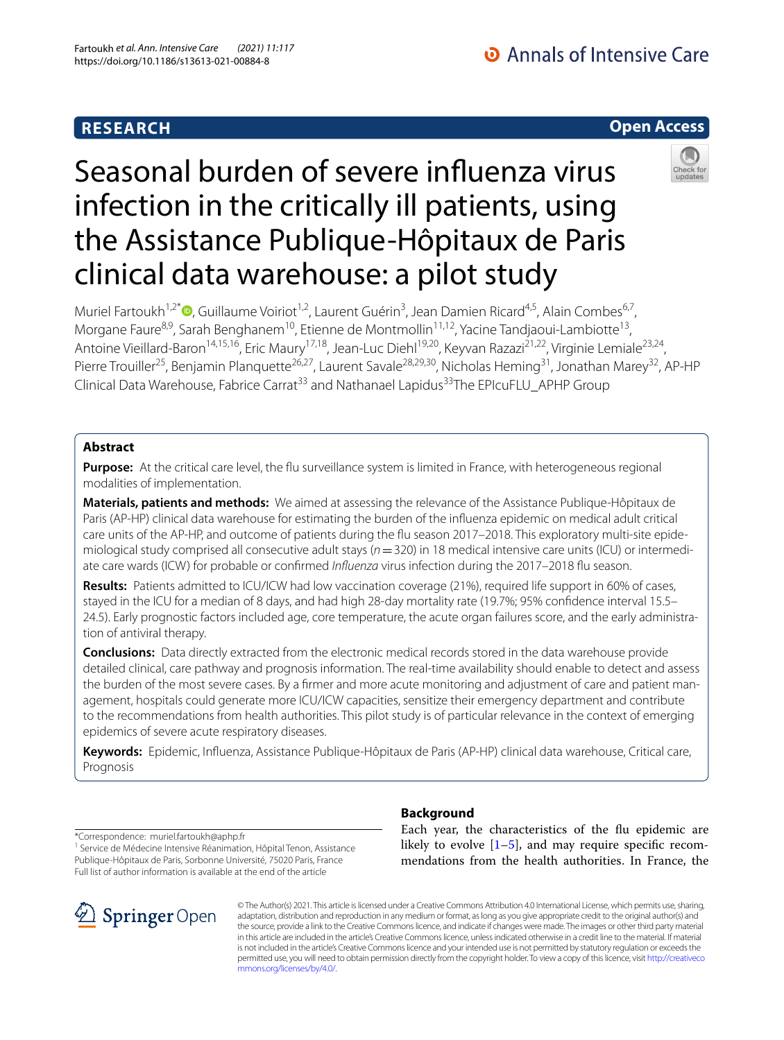# Seasonal burden of severe influenza virus infection in the critically ill patients, using the Assistance Publique-Hôpitaux de Paris clinical data warehouse: a pilot study

Muriel Fartoukh[1,2*], Guillaume Voiriot[1,2], Laurent Guérin[3], Jean Damien Ricard[4,5], Alain Combes[6,7], Morgane Faure[8,9], Sarah Benghanem[10], Etienne de Montmollin[11,12], Yacine Tandjaoui-Lambiotte[13], Antoine Vieillard-Baron[14,15,16], Eric Maury[17,18], Jean-Luc Diehl[19,20], Keyvan Razazi[21,22], Virginie Lemiale[23,24], Pierre Trouiller[25], Benjamin Planquette[26,27], Laurent Savale[28,29,30], Nicholas Heming[31], Jonathan Marey[32], AP-HP Clinical Data Warehouse, Fabrice Carrat[33] and Nathanael Lapidus[33] The EPIcuFLU_APHP Group

## Abstract

**Purpose:** At the critical care level, the flu surveillance system is limited in France, with heterogeneous regional modalities of implementation.

**Materials, patients and methods:** We aimed at assessing the relevance of the Assistance Publique-Hôpitaux de Paris (AP-HP) clinical data warehouse for estimating the burden of the influenza epidemic on medical adult critical care units of the AP-HP, and outcome of patients during the flu season 2017–2018. This exploratory multi-site epidemiological study comprised all consecutive adult stays ($n = 320$) in 18 medical intensive care units (ICU) or intermediate care wards (ICW) for probable or confirmed *Influenza* virus infection during the 2017–2018 flu season.

**Results:** Patients admitted to ICU/ICW had low vaccination coverage (21%), required life support in 60% of cases, stayed in the ICU for a median of 8 days, and had high 28-day mortality rate (19.7%; 95% confidence interval 15.5–24.5). Early prognostic factors included age, core temperature, the acute organ failures score, and the early administration of antiviral therapy.

**Conclusions:** Data directly extracted from the electronic medical records stored in the data warehouse provide detailed clinical, care pathway and prognosis information. The real-time availability should enable to detect and assess the burden of the most severe cases. By a firmer and more acute monitoring and adjustment of care and patient management, hospitals could generate more ICU/ICW capacities, sensitize their emergency department and contribute to the recommendations from health authorities. This pilot study is of particular relevance in the context of emerging epidemics of severe acute respiratory diseases.

**Keywords:** Epidemic, Influenza, Assistance Publique-Hôpitaux de Paris (AP-HP) clinical data warehouse, Critical care, Prognosis

*Correspondence: muriel.fartoukh@aphp.fr
[1] Service de Médecine Intensive Réanimation, Hôpital Tenon, Assistance Publique-Hôpitaux de Paris, Sorbonne Université, 75020 Paris, France
Full list of author information is available at the end of the article

## Background

Each year, the characteristics of the flu epidemic are likely to evolve [1–5], and may require specific recommendations from the health authorities. In France, the

© The Author(s) 2021. This article is licensed under a Creative Commons Attribution 4.0 International License, which permits use, sharing, adaptation, distribution and reproduction in any medium or format, as long as you give appropriate credit to the original author(s) and the source, provide a link to the Creative Commons licence, and indicate if changes were made. The images or other third party material in this article are included in the article's Creative Commons licence, unless indicated otherwise in a credit line to the material. If material is not included in the article's Creative Commons licence and your intended use is not permitted by statutory regulation or exceeds the permitted use, you will need to obtain permission directly from the copyright holder. To view a copy of this licence, visit http://creativecommons.org/licenses/by/4.0/.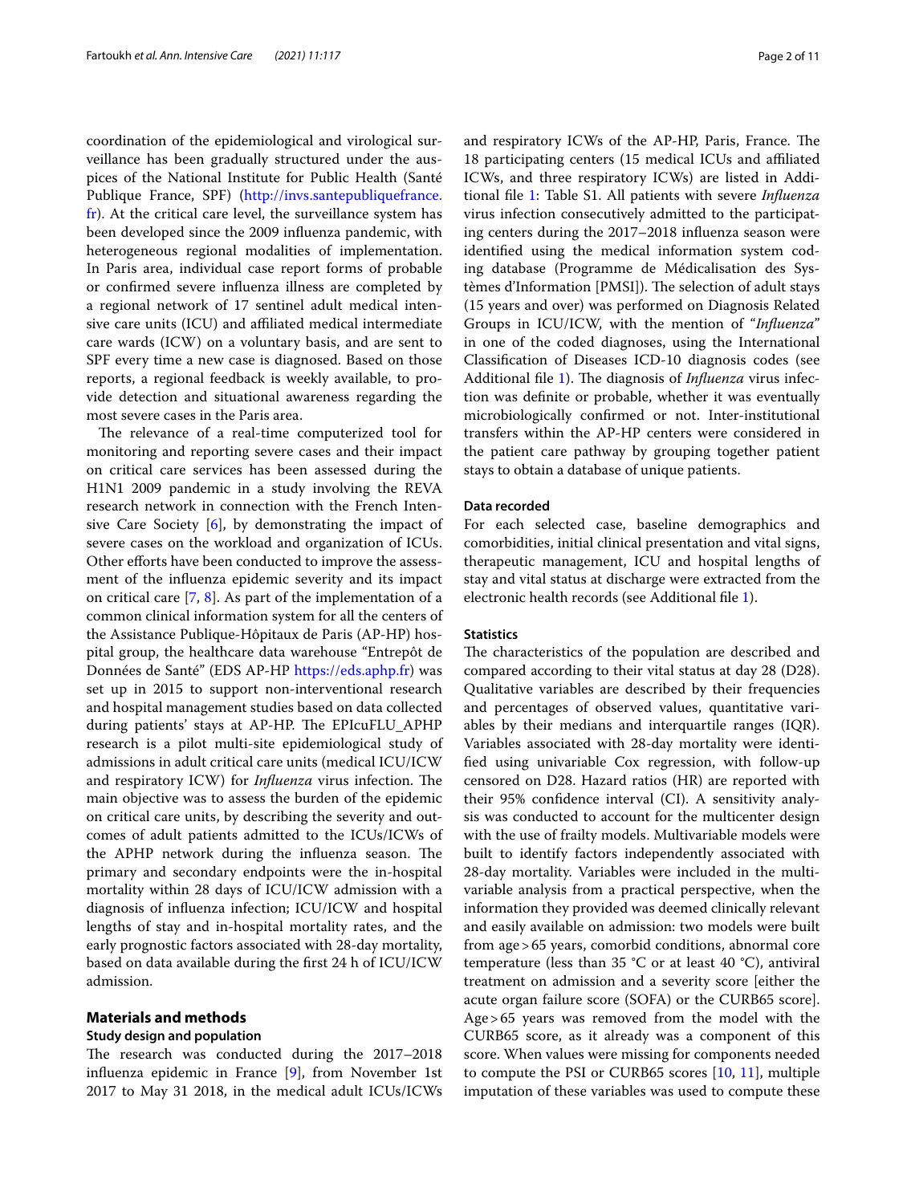coordination of the epidemiological and virological surveillance has been gradually structured under the auspices of the National Institute for Public Health (Santé Publique France, SPF) (http://invs.santepubliquefrance.fr). At the critical care level, the surveillance system has been developed since the 2009 influenza pandemic, with heterogeneous regional modalities of implementation. In Paris area, individual case report forms of probable or confirmed severe influenza illness are completed by a regional network of 17 sentinel adult medical intensive care units (ICU) and affiliated medical intermediate care wards (ICW) on a voluntary basis, and are sent to SPF every time a new case is diagnosed. Based on those reports, a regional feedback is weekly available, to provide detection and situational awareness regarding the most severe cases in the Paris area.

The relevance of a real-time computerized tool for monitoring and reporting severe cases and their impact on critical care services has been assessed during the H1N1 2009 pandemic in a study involving the REVA research network in connection with the French Intensive Care Society [6], by demonstrating the impact of severe cases on the workload and organization of ICUs. Other efforts have been conducted to improve the assessment of the influenza epidemic severity and its impact on critical care [7, 8]. As part of the implementation of a common clinical information system for all the centers of the Assistance Publique-Hôpitaux de Paris (AP-HP) hospital group, the healthcare data warehouse "Entrepôt de Données de Santé" (EDS AP-HP https://eds.aphp.fr) was set up in 2015 to support non-interventional research and hospital management studies based on data collected during patients' stays at AP-HP. The EPIcuFLU_APHP research is a pilot multi-site epidemiological study of admissions in adult critical care units (medical ICU/ICW and respiratory ICW) for *Influenza* virus infection. The main objective was to assess the burden of the epidemic on critical care units, by describing the severity and outcomes of adult patients admitted to the ICUs/ICWs of the APHP network during the influenza season. The primary and secondary endpoints were the in-hospital mortality within 28 days of ICU/ICW admission with a diagnosis of influenza infection; ICU/ICW and hospital lengths of stay and in-hospital mortality rates, and the early prognostic factors associated with 28-day mortality, based on data available during the first 24 h of ICU/ICW admission.

## Materials and methods

### Study design and population

The research was conducted during the 2017–2018 influenza epidemic in France [9], from November 1st 2017 to May 31 2018, in the medical adult ICUs/ICWs and respiratory ICWs of the AP-HP, Paris, France. The 18 participating centers (15 medical ICUs and affiliated ICWs, and three respiratory ICWs) are listed in Additional file 1: Table S1. All patients with severe *Influenza* virus infection consecutively admitted to the participating centers during the 2017–2018 influenza season were identified using the medical information system coding database (Programme de Médicalisation des Systèmes d'Information [PMSI]). The selection of adult stays (15 years and over) was performed on Diagnosis Related Groups in ICU/ICW, with the mention of "*Influenza*" in one of the coded diagnoses, using the International Classification of Diseases ICD-10 diagnosis codes (see Additional file 1). The diagnosis of *Influenza* virus infection was definite or probable, whether it was eventually microbiologically confirmed or not. Inter-institutional transfers within the AP-HP centers were considered in the patient care pathway by grouping together patient stays to obtain a database of unique patients.

### Data recorded

For each selected case, baseline demographics and comorbidities, initial clinical presentation and vital signs, therapeutic management, ICU and hospital lengths of stay and vital status at discharge were extracted from the electronic health records (see Additional file 1).

### Statistics

The characteristics of the population are described and compared according to their vital status at day 28 (D28). Qualitative variables are described by their frequencies and percentages of observed values, quantitative variables by their medians and interquartile ranges (IQR). Variables associated with 28-day mortality were identified using univariable Cox regression, with follow-up censored on D28. Hazard ratios (HR) are reported with their 95% confidence interval (CI). A sensitivity analysis was conducted to account for the multicenter design with the use of frailty models. Multivariable models were built to identify factors independently associated with 28-day mortality. Variables were included in the multivariable analysis from a practical perspective, when the information they provided was deemed clinically relevant and easily available on admission: two models were built from age > 65 years, comorbid conditions, abnormal core temperature (less than 35 °C or at least 40 °C), antiviral treatment on admission and a severity score [either the acute organ failure score (SOFA) or the CURB65 score]. Age > 65 years was removed from the model with the CURB65 score, as it already was a component of this score. When values were missing for components needed to compute the PSI or CURB65 scores [10, 11], multiple imputation of these variables was used to compute these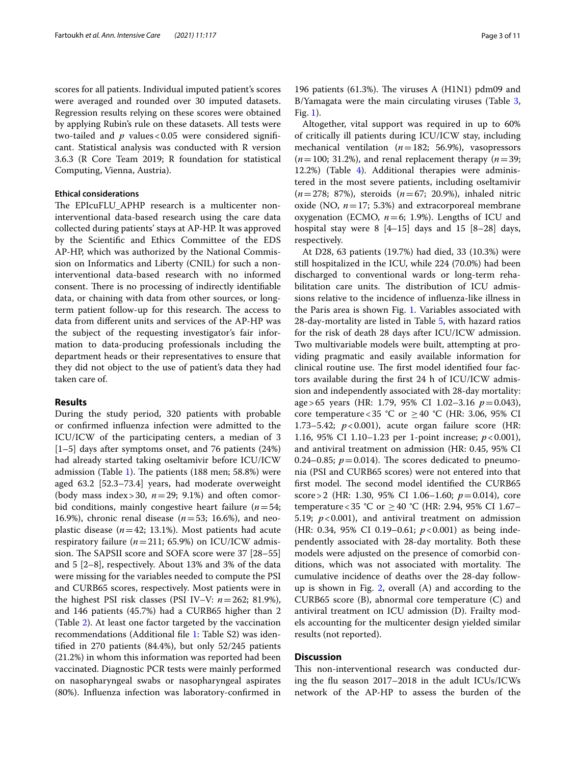scores for all patients. Individual imputed patient's scores were averaged and rounded over 30 imputed datasets. Regression results relying on these scores were obtained by applying Rubin's rule on these datasets. All tests were two-tailed and $p$ values < 0.05 were considered significant. Statistical analysis was conducted with R version 3.6.3 (R Core Team 2019; R foundation for statistical Computing, Vienna, Austria).

### Ethical considerations

The EPIcuFLU_APHP research is a multicenter non-interventional data-based research using the care data collected during patients' stays at AP-HP. It was approved by the Scientific and Ethics Committee of the EDS AP-HP, which was authorized by the National Commission on Informatics and Liberty (CNIL) for such a non-interventional data-based research with no informed consent. There is no processing of indirectly identifiable data, or chaining with data from other sources, or long-term patient follow-up for this research. The access to data from different units and services of the AP-HP was the subject of the requesting investigator's fair information to data-producing professionals including the department heads or their representatives to ensure that they did not object to the use of patient's data they had taken care of.

## Results

During the study period, 320 patients with probable or confirmed influenza infection were admitted to the ICU/ICW of the participating centers, a median of 3 [1–5] days after symptoms onset, and 76 patients (24%) had already started taking oseltamivir before ICU/ICW admission (Table 1). The patients (188 men; 58.8%) were aged 63.2 [52.3–73.4] years, had moderate overweight (body mass index > 30, $n = 29$; 9.1%) and often comorbid conditions, mainly congestive heart failure ($n = 54$; 16.9%), chronic renal disease ($n = 53$; 16.6%), and neoplastic disease ($n = 42$; 13.1%). Most patients had acute respiratory failure ($n = 211$; 65.9%) on ICU/ICW admission. The SAPSII score and SOFA score were 37 [28–55] and 5 [2–8], respectively. About 13% and 3% of the data were missing for the variables needed to compute the PSI and CURB65 scores, respectively. Most patients were in the highest PSI risk classes (PSI IV–V: $n = 262$; 81.9%), and 146 patients (45.7%) had a CURB65 higher than 2 (Table 2). At least one factor targeted by the vaccination recommendations (Additional file 1: Table S2) was identified in 270 patients (84.4%), but only 52/245 patients (21.2%) in whom this information was reported had been vaccinated. Diagnostic PCR tests were mainly performed on nasopharyngeal swabs or nasopharyngeal aspirates (80%). Influenza infection was laboratory-confirmed in 196 patients (61.3%). The viruses A (H1N1) pdm09 and B/Yamagata were the main circulating viruses (Table 3, Fig. 1).

Altogether, vital support was required in up to 60% of critically ill patients during ICU/ICW stay, including mechanical ventilation ($n = 182$; 56.9%), vasopressors ($n = 100$; 31.2%), and renal replacement therapy ($n = 39$; 12.2%) (Table 4). Additional therapies were administered in the most severe patients, including oseltamivir ($n = 278$; 87%), steroids ($n = 67$; 20.9%), inhaled nitric oxide (NO, $n = 17$; 5.3%) and extracorporeal membrane oxygenation (ECMO, $n = 6$; 1.9%). Lengths of ICU and hospital stay were 8 [4–15] days and 15 [8–28] days, respectively.

At D28, 63 patients (19.7%) had died, 33 (10.3%) were still hospitalized in the ICU, while 224 (70.0%) had been discharged to conventional wards or long-term rehabilitation care units. The distribution of ICU admissions relative to the incidence of influenza-like illness in the Paris area is shown Fig. 1. Variables associated with 28-day-mortality are listed in Table 5, with hazard ratios for the risk of death 28 days after ICU/ICW admission. Two multivariable models were built, attempting at providing pragmatic and easily available information for clinical routine use. The first model identified four factors available during the first 24 h of ICU/ICW admission and independently associated with 28-day mortality: age > 65 years (HR: 1.79, 95% CI 1.02–3.16 $p = 0.043$), core temperature < 35 °C or ≥ 40 °C (HR: 3.06, 95% CI 1.73–5.42; $p < 0.001$), acute organ failure score (HR: 1.16, 95% CI 1.10–1.23 per 1-point increase; $p < 0.001$), and antiviral treatment on admission (HR: 0.45, 95% CI 0.24–0.85; $p = 0.014$). The scores dedicated to pneumonia (PSI and CURB65 scores) were not entered into that first model. The second model identified the CURB65 score > 2 (HR: 1.30, 95% CI 1.06–1.60; $p = 0.014$), core temperature < 35 °C or ≥ 40 °C (HR: 2.94, 95% CI 1.67–5.19; $p < 0.001$), and antiviral treatment on admission (HR: 0.34, 95% CI 0.19–0.61; $p < 0.001$) as being independently associated with 28-day mortality. Both these models were adjusted on the presence of comorbid conditions, which was not associated with mortality. The cumulative incidence of deaths over the 28-day follow-up is shown in Fig. 2, overall (A) and according to the CURB65 score (B), abnormal core temperature (C) and antiviral treatment on ICU admission (D). Frailty models accounting for the multicenter design yielded similar results (not reported).

## Discussion

This non-interventional research was conducted during the flu season 2017–2018 in the adult ICUs/ICWs network of the AP-HP to assess the burden of the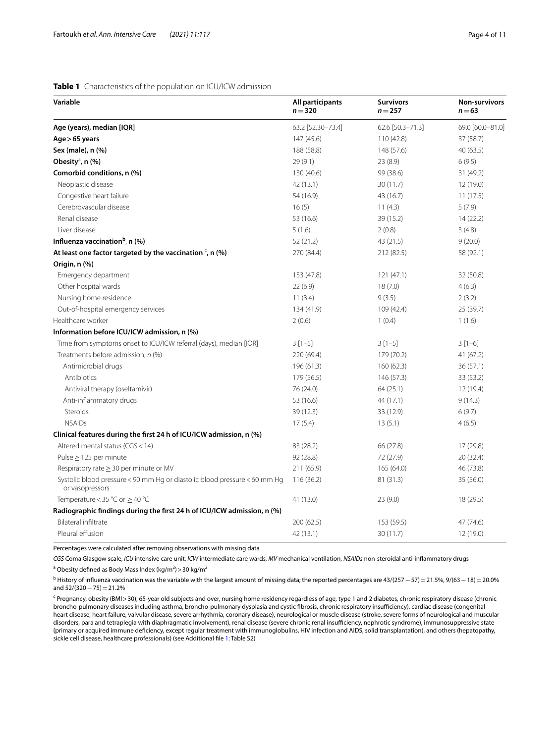**Table 1** Characteristics of the population on ICU/ICW admission

| Variable | All participants $n = 320$ | Survivors $n = 257$ | Non-survivors $n = 63$ |
|---|---|---|---|
| **Age (years), median [IQR]** | 63.2 [52.30–73.4] | 62.6 [50.3–71.3] | 69.0 [60.0–81.0] |
| **Age > 65 years** | 147 (45.6) | 110 (42.8) | 37 (58.7) |
| **Sex (male), n (%)** | 188 (58.8) | 148 (57.6) | 40 (63.5) |
| **Obesity[a], n (%)** | 29 (9.1) | 23 (8.9) | 6 (9.5) |
| **Comorbid conditions, n (%)** | 130 (40.6) | 99 (38.6) | 31 (49.2) |
| Neoplastic disease | 42 (13.1) | 30 (11.7) | 12 (19.0) |
| Congestive heart failure | 54 (16.9) | 43 (16.7) | 11 (17.5) |
| Cerebrovascular disease | 16 (5) | 11 (4.3) | 5 (7.9) |
| Renal disease | 53 (16.6) | 39 (15.2) | 14 (22.2) |
| Liver disease | 5 (1.6) | 2 (0.8) | 3 (4.8) |
| **Influenza vaccination[b], n (%)** | 52 (21.2) | 43 (21.5) | 9 (20.0) |
| **At least one factor targeted by the vaccination [c], n (%)** | 270 (84.4) | 212 (82.5) | 58 (92.1) |
| **Origin, n (%)** | | | |
| Emergency department | 153 (47.8) | 121 (47.1) | 32 (50.8) |
| Other hospital wards | 22 (6.9) | 18 (7.0) | 4 (6.3) |
| Nursing home residence | 11 (3.4) | 9 (3.5) | 2 (3.2) |
| Out-of-hospital emergency services | 134 (41.9) | 109 (42.4) | 25 (39.7) |
| Healthcare worker | 2 (0.6) | 1 (0.4) | 1 (1.6) |
| **Information before ICU/ICW admission, n (%)** | | | |
| Time from symptoms onset to ICU/ICW referral (days), median [IQR] | 3 [1–5] | 3 [1–5] | 3 [1–6] |
| Treatments before admission, *n* (%) | 220 (69.4) | 179 (70.2) | 41 (67.2) |
| Antimicrobial drugs | 196 (61.3) | 160 (62.3) | 36 (57.1) |
| Antibiotics | 179 (56.5) | 146 (57.3) | 33 (53.2) |
| Antiviral therapy (oseltamivir) | 76 (24.0) | 64 (25.1) | 12 (19.4) |
| Anti-inflammatory drugs | 53 (16.6) | 44 (17.1) | 9 (14.3) |
| Steroids | 39 (12.3) | 33 (12.9) | 6 (9.7) |
| NSAIDs | 17 (5.4) | 13 (5.1) | 4 (6.5) |
| **Clinical features during the first 24 h of ICU/ICW admission, n (%)** | | | |
| Altered mental status (CGS < 14) | 83 (28.2) | 66 (27.8) | 17 (29.8) |
| Pulse ≥ 125 per minute | 92 (28.8) | 72 (27.9) | 20 (32.4) |
| Respiratory rate ≥ 30 per minute or MV | 211 (65.9) | 165 (64.0) | 46 (73.8) |
| Systolic blood pressure < 90 mm Hg or diastolic blood pressure < 60 mm Hg or vasopressors | 116 (36.2) | 81 (31.3) | 35 (56.0) |
| Temperature < 35 °C or ≥ 40 °C | 41 (13.0) | 23 (9.0) | 18 (29.5) |
| **Radiographic findings during the first 24 h of ICU/ICW admission, n (%)** | | | |
| Bilateral infiltrate | 200 (62.5) | 153 (59.5) | 47 (74.6) |
| Pleural effusion | 42 (13.1) | 30 (11.7) | 12 (19.0) |

Percentages were calculated after removing observations with missing data

*CGS* Coma Glasgow scale, *ICU* intensive care unit, *ICW* intermediate care wards, *MV* mechanical ventilation, *NSAIDs* non-steroidal anti-inflammatory drugs

[a] Obesity defined as Body Mass Index (kg/m$^2$) > 30 kg/m$^2$

[b] History of influenza vaccination was the variable with the largest amount of missing data; the reported percentages are 43/(257 − 57) = 21.5%, 9/(63 − 18) = 20.0% and 52/(320 − 75) = 21.2%

[c] Pregnancy, obesity (BMI > 30), 65-year old subjects and over, nursing home residency regardless of age, type 1 and 2 diabetes, chronic respiratory disease (chronic broncho-pulmonary diseases including asthma, broncho-pulmonary dysplasia and cystic fibrosis, chronic respiratory insufficiency), cardiac disease (congenital heart disease, heart failure, valvular disease, severe arrhythmia, coronary disease), neurological or muscle disease (stroke, severe forms of neurological and muscular disorders, para and tetraplegia with diaphragmatic involvement), renal disease (severe chronic renal insufficiency, nephrotic syndrome), immunosuppressive state (primary or acquired immune deficiency, except regular treatment with immunoglobulins, HIV infection and AIDS, solid transplantation), and others (hepatopathy, sickle cell disease, healthcare professionals) (see Additional file 1: Table S2)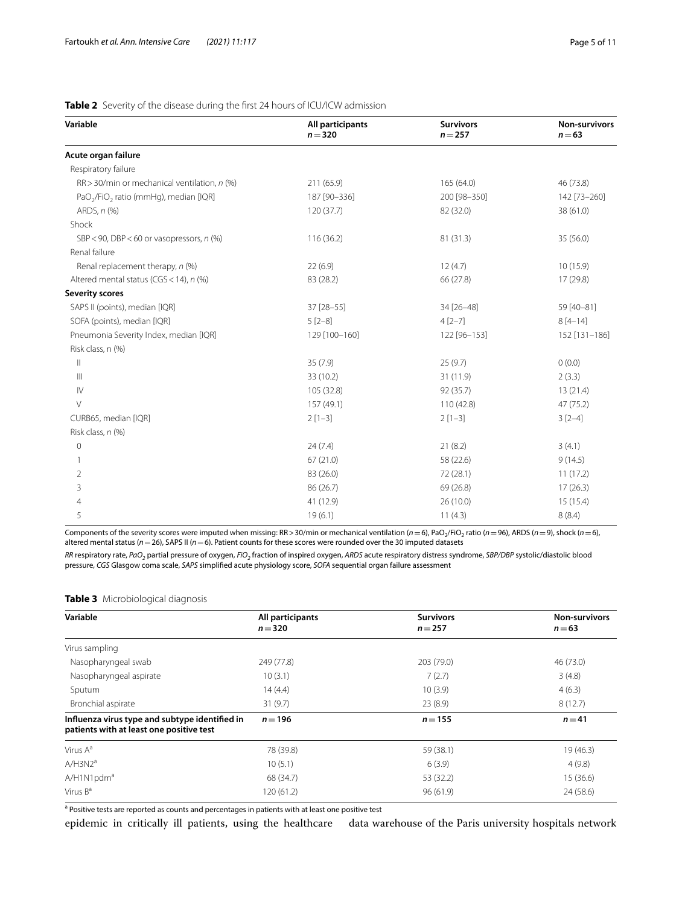**Table 2** Severity of the disease during the first 24 hours of ICU/ICW admission

| Variable | All participants $n=320$ | Survivors $n=257$ | Non-survivors $n=63$ |
|---|---|---|---|
| **Acute organ failure** | | | |
| Respiratory failure | | | |
| RR > 30/min or mechanical ventilation, *n* (%) | 211 (65.9) | 165 (64.0) | 46 (73.8) |
| $PaO_2/FiO_2$ ratio (mmHg), median [IQR] | 187 [90–336] | 200 [98–350] | 142 [73–260] |
| ARDS, *n* (%) | 120 (37.7) | 82 (32.0) | 38 (61.0) |
| Shock | | | |
| SBP < 90, DBP < 60 or vasopressors, *n* (%) | 116 (36.2) | 81 (31.3) | 35 (56.0) |
| Renal failure | | | |
| Renal replacement therapy, *n* (%) | 22 (6.9) | 12 (4.7) | 10 (15.9) |
| Altered mental status (CGS < 14), *n* (%) | 83 (28.2) | 66 (27.8) | 17 (29.8) |
| **Severity scores** | | | |
| SAPS II (points), median [IQR] | 37 [28–55] | 34 [26–48] | 59 [40–81] |
| SOFA (points), median [IQR] | 5 [2–8] | 4 [2–7] | 8 [4–14] |
| Pneumonia Severity Index, median [IQR] | 129 [100–160] | 122 [96–153] | 152 [131–186] |
| Risk class, n (%) | | | |
| II | 35 (7.9) | 25 (9.7) | 0 (0.0) |
| III | 33 (10.2) | 31 (11.9) | 2 (3.3) |
| IV | 105 (32.8) | 92 (35.7) | 13 (21.4) |
| V | 157 (49.1) | 110 (42.8) | 47 (75.2) |
| CURB65, median [IQR] | 2 [1–3] | 2 [1–3] | 3 [2–4] |
| Risk class, *n* (%) | | | |
| 0 | 24 (7.4) | 21 (8.2) | 3 (4.1) |
| 1 | 67 (21.0) | 58 (22.6) | 9 (14.5) |
| 2 | 83 (26.0) | 72 (28.1) | 11 (17.2) |
| 3 | 86 (26.7) | 69 (26.8) | 17 (26.3) |
| 4 | 41 (12.9) | 26 (10.0) | 15 (15.4) |
| 5 | 19 (6.1) | 11 (4.3) | 8 (8.4) |

Components of the severity scores were imputed when missing: RR > 30/min or mechanical ventilation ($n=6$), $PaO_2/FiO_2$ ratio ($n=96$), ARDS ($n=9$), shock ($n=6$), altered mental status ($n=26$), SAPS II ($n=6$). Patient counts for these scores were rounded over the 30 imputed datasets

*RR* respiratory rate, *$PaO_2$* partial pressure of oxygen, *$FiO_2$* fraction of inspired oxygen, *ARDS* acute respiratory distress syndrome, *SBP/DBP* systolic/diastolic blood pressure, *CGS* Glasgow coma scale, *SAPS* simplified acute physiology score, *SOFA* sequential organ failure assessment

**Table 3** Microbiological diagnosis

| Variable | All participants $n=320$ | Survivors $n=257$ | Non-survivors $n=63$ |
|---|---|---|---|
| Virus sampling | | | |
| Nasopharyngeal swab | 249 (77.8) | 203 (79.0) | 46 (73.0) |
| Nasopharyngeal aspirate | 10 (3.1) | 7 (2.7) | 3 (4.8) |
| Sputum | 14 (4.4) | 10 (3.9) | 4 (6.3) |
| Bronchial aspirate | 31 (9.7) | 23 (8.9) | 8 (12.7) |
| **Influenza virus type and subtype identified in patients with at least one positive test** | $n=196$ | $n=155$ | $n=41$ |
| Virus A[a] | 78 (39.8) | 59 (38.1) | 19 (46.3) |
| A/H3N2[a] | 10 (5.1) | 6 (3.9) | 4 (9.8) |
| A/H1N1pdm[a] | 68 (34.7) | 53 (32.2) | 15 (36.6) |
| Virus B[a] | 120 (61.2) | 96 (61.9) | 24 (58.6) |

[a] Positive tests are reported as counts and percentages in patients with at least one positive test

epidemic in critically ill patients, using the healthcare data warehouse of the Paris university hospitals network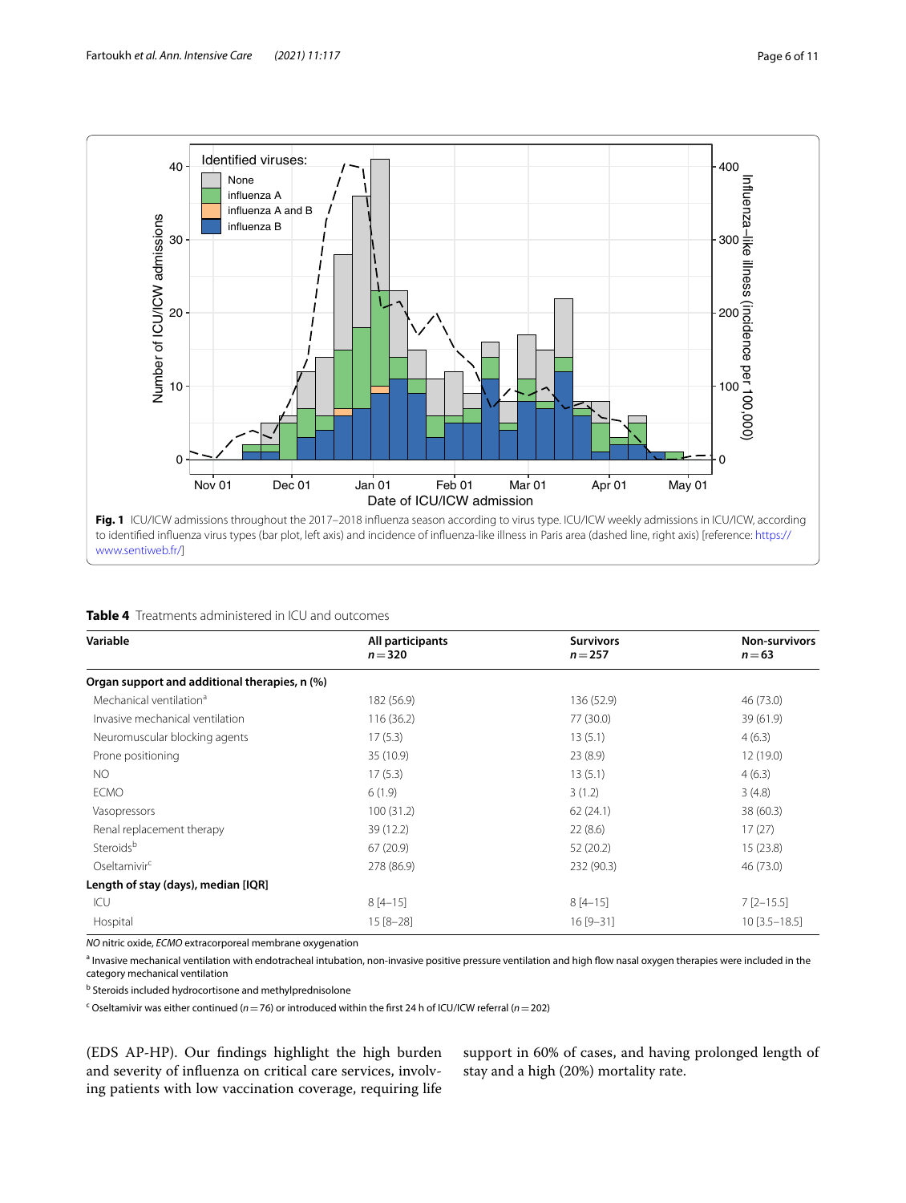**Fig. 1** ICU/ICW admissions throughout the 2017–2018 influenza season according to virus type. ICU/ICW weekly admissions in ICU/ICW, according to identified influenza virus types (bar plot, left axis) and incidence of influenza-like illness in Paris area (dashed line, right axis) [reference: https://www.sentiweb.fr/]

**Table 4** Treatments administered in ICU and outcomes

| Variable | All participants $n = 320$ | Survivors $n = 257$ | Non-survivors $n = 63$ |
|---|---|---|---|
| **Organ support and additional therapies, n (%)** | | | |
| Mechanical ventilation[a] | 182 (56.9) | 136 (52.9) | 46 (73.0) |
| Invasive mechanical ventilation | 116 (36.2) | 77 (30.0) | 39 (61.9) |
| Neuromuscular blocking agents | 17 (5.3) | 13 (5.1) | 4 (6.3) |
| Prone positioning | 35 (10.9) | 23 (8.9) | 12 (19.0) |
| NO | 17 (5.3) | 13 (5.1) | 4 (6.3) |
| ECMO | 6 (1.9) | 3 (1.2) | 3 (4.8) |
| Vasopressors | 100 (31.2) | 62 (24.1) | 38 (60.3) |
| Renal replacement therapy | 39 (12.2) | 22 (8.6) | 17 (27) |
| Steroids[b] | 67 (20.9) | 52 (20.2) | 15 (23.8) |
| Oseltamivir[c] | 278 (86.9) | 232 (90.3) | 46 (73.0) |
| **Length of stay (days), median [IQR]** | | | |
| ICU | 8 [4–15] | 8 [4–15] | 7 [2–15.5] |
| Hospital | 15 [8–28] | 16 [9–31] | 10 [3.5–18.5] |

*NO* nitric oxide, *ECMO* extracorporeal membrane oxygenation

[a] Invasive mechanical ventilation with endotracheal intubation, non-invasive positive pressure ventilation and high flow nasal oxygen therapies were included in the category mechanical ventilation

[b] Steroids included hydrocortisone and methylprednisolone

[c] Oseltamivir was either continued ($n = 76$) or introduced within the first 24 h of ICU/ICW referral ($n = 202$)

(EDS AP-HP). Our findings highlight the high burden and severity of influenza on critical care services, involving patients with low vaccination coverage, requiring life support in 60% of cases, and having prolonged length of stay and a high (20%) mortality rate.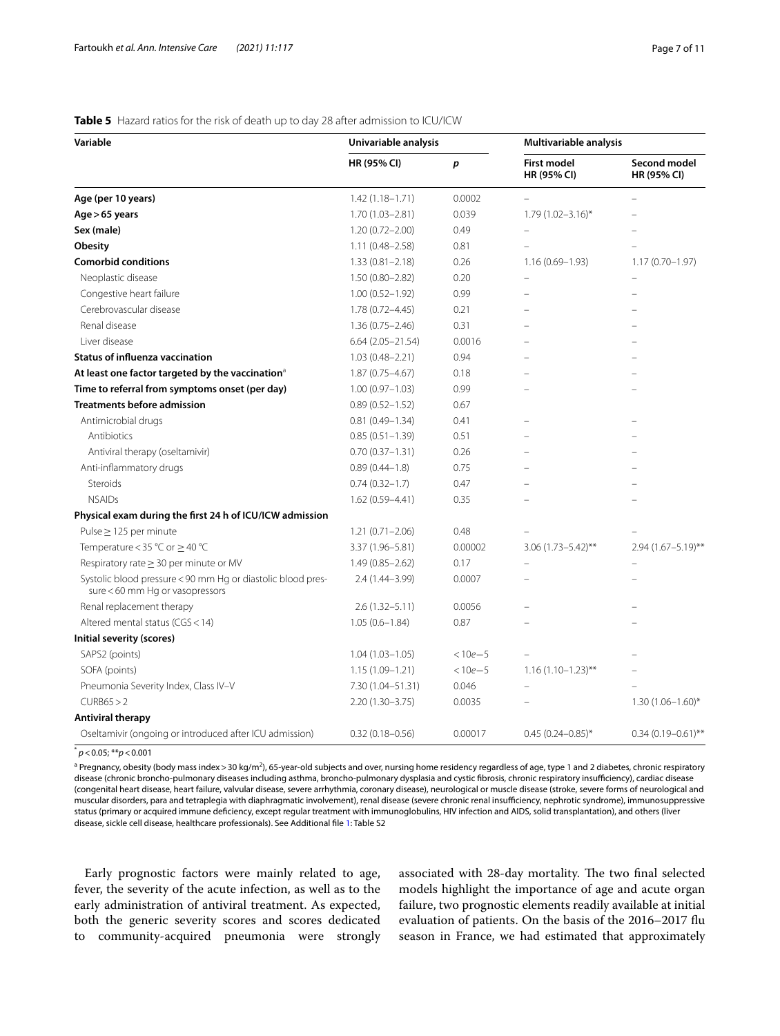**Table 5** Hazard ratios for the risk of death up to day 28 after admission to ICU/ICW

| Variable | Univariable analysis | | Multivariable analysis | |
|---|---|---|---|---|
| | HR (95% CI) | *p* | First model HR (95% CI) | Second model HR (95% CI) |
| **Age (per 10 years)** | 1.42 (1.18–1.71) | 0.0002 | – | – |
| **Age > 65 years** | 1.70 (1.03–2.81) | 0.039 | 1.79 (1.02–3.16)* | – |
| **Sex (male)** | 1.20 (0.72–2.00) | 0.49 | – | – |
| **Obesity** | 1.11 (0.48–2.58) | 0.81 | – | – |
| **Comorbid conditions** | 1.33 (0.81–2.18) | 0.26 | 1.16 (0.69–1.93) | 1.17 (0.70–1.97) |
| Neoplastic disease | 1.50 (0.80–2.82) | 0.20 | – | – |
| Congestive heart failure | 1.00 (0.52–1.92) | 0.99 | – | – |
| Cerebrovascular disease | 1.78 (0.72–4.45) | 0.21 | – | – |
| Renal disease | 1.36 (0.75–2.46) | 0.31 | – | – |
| Liver disease | 6.64 (2.05–21.54) | 0.0016 | – | – |
| **Status of influenza vaccination** | 1.03 (0.48–2.21) | 0.94 | – | – |
| **At least one factor targeted by the vaccination**[a] | 1.87 (0.75–4.67) | 0.18 | – | – |
| **Time to referral from symptoms onset (per day)** | 1.00 (0.97–1.03) | 0.99 | – | – |
| **Treatments before admission** | 0.89 (0.52–1.52) | 0.67 | | |
| Antimicrobial drugs | 0.81 (0.49–1.34) | 0.41 | – | – |
| Antibiotics | 0.85 (0.51–1.39) | 0.51 | – | – |
| Antiviral therapy (oseltamivir) | 0.70 (0.37–1.31) | 0.26 | – | – |
| Anti-inflammatory drugs | 0.89 (0.44–1.8) | 0.75 | – | – |
| Steroids | 0.74 (0.32–1.7) | 0.47 | – | – |
| NSAIDs | 1.62 (0.59–4.41) | 0.35 | – | – |
| **Physical exam during the first 24 h of ICU/ICW admission** | | | | |
| Pulse ≥ 125 per minute | 1.21 (0.71–2.06) | 0.48 | – | – |
| Temperature < 35 °C or ≥ 40 °C | 3.37 (1.96–5.81) | 0.00002 | 3.06 (1.73–5.42)** | 2.94 (1.67–5.19)** |
| Respiratory rate ≥ 30 per minute or MV | 1.49 (0.85–2.62) | 0.17 | – | – |
| Systolic blood pressure < 90 mm Hg or diastolic blood pressure < 60 mm Hg or vasopressors | 2.4 (1.44–3.99) | 0.0007 | – | – |
| Renal replacement therapy | 2.6 (1.32–5.11) | 0.0056 | – | – |
| Altered mental status (CGS < 14) | 1.05 (0.6–1.84) | 0.87 | – | – |
| **Initial severity (scores)** | | | | |
| SAPS2 (points) | 1.04 (1.03–1.05) | < 10e−5 | – | – |
| SOFA (points) | 1.15 (1.09–1.21) | < 10e−5 | 1.16 (1.10–1.23)** | – |
| Pneumonia Severity Index, Class IV–V | 7.30 (1.04–51.31) | 0.046 | – | – |
| CURB65 > 2 | 2.20 (1.30–3.75) | 0.0035 | – | 1.30 (1.06–1.60)* |
| **Antiviral therapy** | | | | |
| Oseltamivir (ongoing or introduced after ICU admission) | 0.32 (0.18–0.56) | 0.00017 | 0.45 (0.24–0.85)* | 0.34 (0.19–0.61)** |

* $p < 0.05$; ** $p < 0.001$

[a] Pregnancy, obesity (body mass index > 30 kg/m$^2$), 65-year-old subjects and over, nursing home residency regardless of age, type 1 and 2 diabetes, chronic respiratory disease (chronic broncho-pulmonary diseases including asthma, broncho-pulmonary dysplasia and cystic fibrosis, chronic respiratory insufficiency), cardiac disease (congenital heart disease, heart failure, valvular disease, severe arrhythmia, coronary disease), neurological or muscle disease (stroke, severe forms of neurological and muscular disorders, para and tetraplegia with diaphragmatic involvement), renal disease (severe chronic renal insufficiency, nephrotic syndrome), immunosuppressive status (primary or acquired immune deficiency, except regular treatment with immunoglobulins, HIV infection and AIDS, solid transplantation), and others (liver disease, sickle cell disease, healthcare professionals). See Additional file 1: Table S2

Early prognostic factors were mainly related to age, fever, the severity of the acute infection, as well as to the early administration of antiviral treatment. As expected, both the generic severity scores and scores dedicated to community-acquired pneumonia were strongly associated with 28-day mortality. The two final selected models highlight the importance of age and acute organ failure, two prognostic elements readily available at initial evaluation of patients. On the basis of the 2016–2017 flu season in France, we had estimated that approximately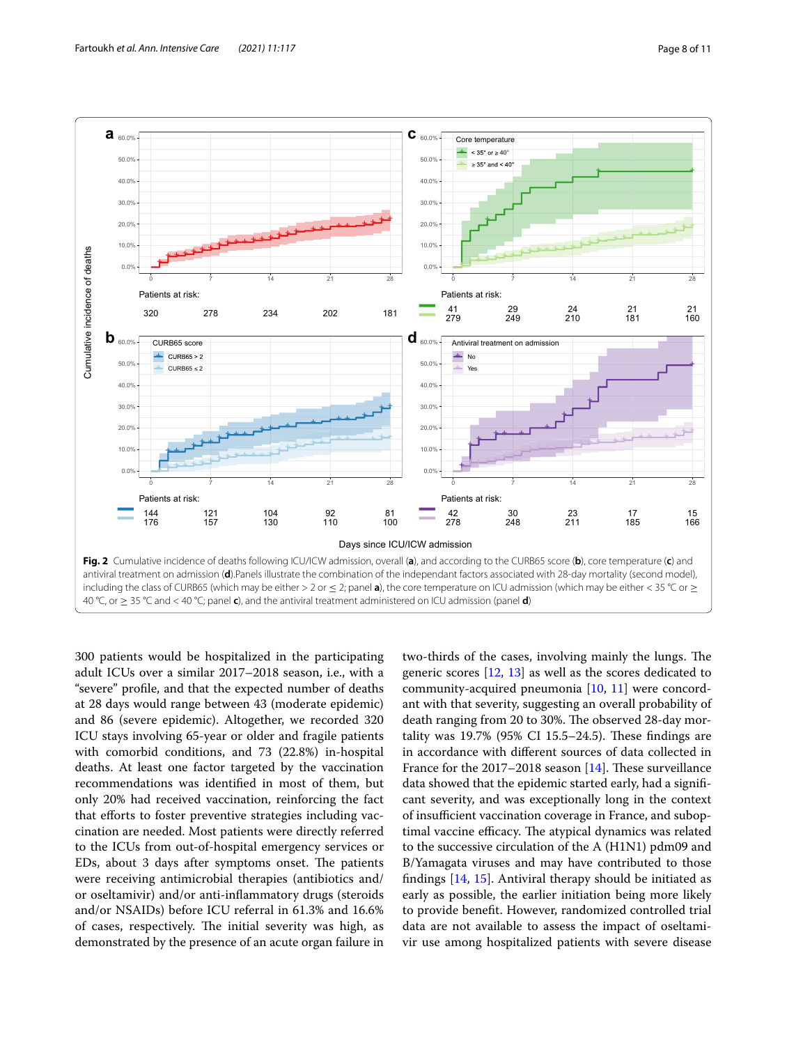Fig. 2 Cumulative incidence of deaths following ICU/ICW admission, overall (**a**), and according to the CURB65 score (**b**), core temperature (**c**) and antiviral treatment on admission (**d**).Panels illustrate the combination of the independant factors associated with 28-day mortality (second model), including the class of CURB65 (which may be either > 2 or ≤ 2; panel **a**), the core temperature on ICU admission (which may be either < 35 °C or ≥ 40 °C, or ≥ 35 °C and < 40 °C; panel **c**), and the antiviral treatment administered on ICU admission (panel **d**)

300 patients would be hospitalized in the participating adult ICUs over a similar 2017–2018 season, i.e., with a "severe" profile, and that the expected number of deaths at 28 days would range between 43 (moderate epidemic) and 86 (severe epidemic). Altogether, we recorded 320 ICU stays involving 65-year or older and fragile patients with comorbid conditions, and 73 (22.8%) in-hospital deaths. At least one factor targeted by the vaccination recommendations was identified in most of them, but only 20% had received vaccination, reinforcing the fact that efforts to foster preventive strategies including vaccination are needed. Most patients were directly referred to the ICUs from out-of-hospital emergency services or EDs, about 3 days after symptoms onset. The patients were receiving antimicrobial therapies (antibiotics and/or oseltamivir) and/or anti-inflammatory drugs (steroids and/or NSAIDs) before ICU referral in 61.3% and 16.6% of cases, respectively. The initial severity was high, as demonstrated by the presence of an acute organ failure in two-thirds of the cases, involving mainly the lungs. The generic scores [12, 13] as well as the scores dedicated to community-acquired pneumonia [10, 11] were concordant with that severity, suggesting an overall probability of death ranging from 20 to 30%. The observed 28-day mortality was 19.7% (95% CI 15.5–24.5). These findings are in accordance with different sources of data collected in France for the 2017–2018 season [14]. These surveillance data showed that the epidemic started early, had a significant severity, and was exceptionally long in the context of insufficient vaccination coverage in France, and suboptimal vaccine efficacy. The atypical dynamics was related to the successive circulation of the A (H1N1) pdm09 and B/Yamagata viruses and may have contributed to those findings [14, 15]. Antiviral therapy should be initiated as early as possible, the earlier initiation being more likely to provide benefit. However, randomized controlled trial data are not available to assess the impact of oseltamivir use among hospitalized patients with severe disease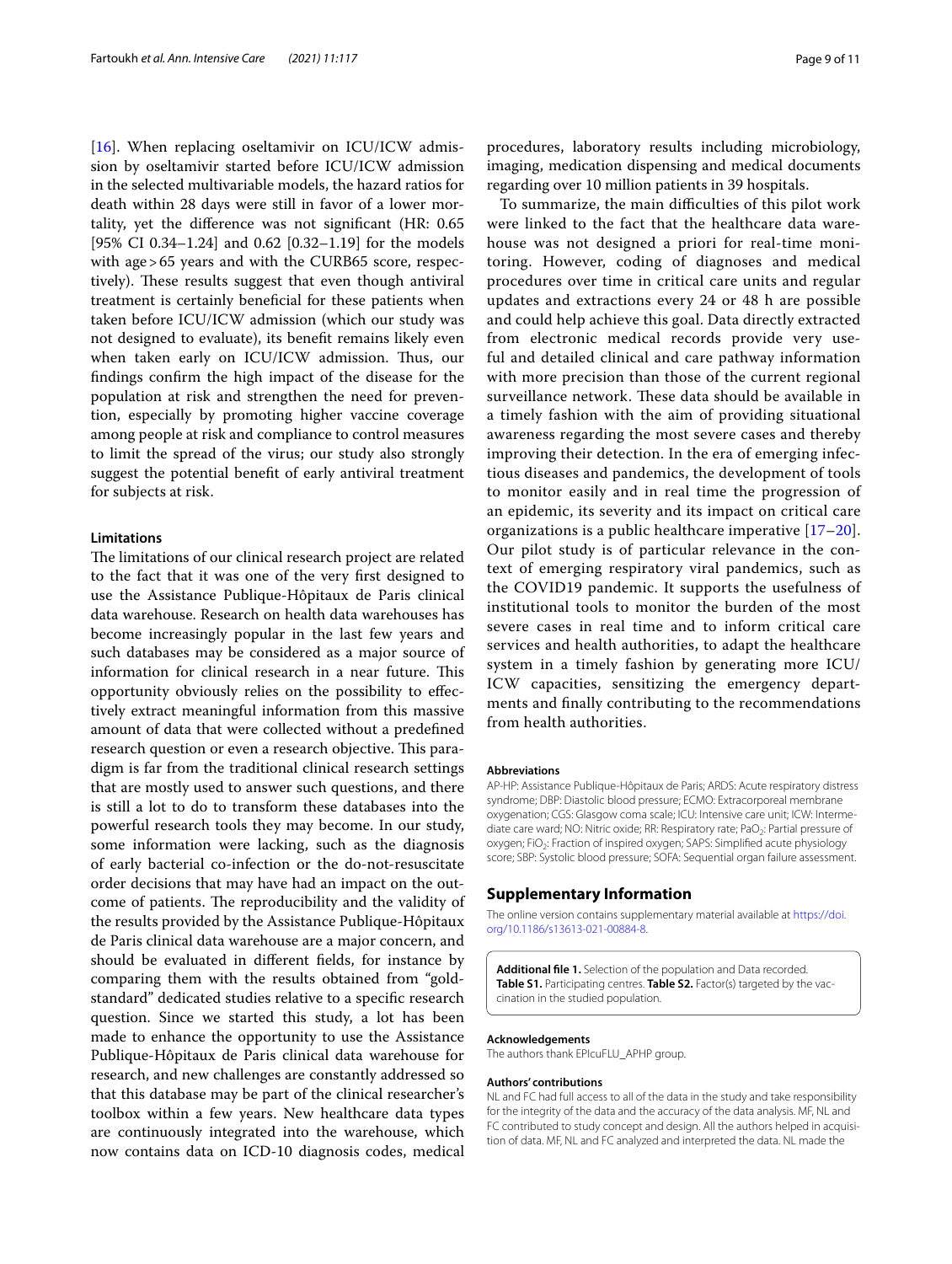[16]. When replacing oseltamivir on ICU/ICW admission by oseltamivir started before ICU/ICW admission in the selected multivariable models, the hazard ratios for death within 28 days were still in favor of a lower mortality, yet the difference was not significant (HR: 0.65 [95% CI 0.34–1.24] and 0.62 [0.32–1.19] for the models with age > 65 years and with the CURB65 score, respectively). These results suggest that even though antiviral treatment is certainly beneficial for these patients when taken before ICU/ICW admission (which our study was not designed to evaluate), its benefit remains likely even when taken early on ICU/ICW admission. Thus, our findings confirm the high impact of the disease for the population at risk and strengthen the need for prevention, especially by promoting higher vaccine coverage among people at risk and compliance to control measures to limit the spread of the virus; our study also strongly suggest the potential benefit of early antiviral treatment for subjects at risk.

#### Limitations

The limitations of our clinical research project are related to the fact that it was one of the very first designed to use the Assistance Publique-Hôpitaux de Paris clinical data warehouse. Research on health data warehouses has become increasingly popular in the last few years and such databases may be considered as a major source of information for clinical research in a near future. This opportunity obviously relies on the possibility to effectively extract meaningful information from this massive amount of data that were collected without a predefined research question or even a research objective. This paradigm is far from the traditional clinical research settings that are mostly used to answer such questions, and there is still a lot to do to transform these databases into the powerful research tools they may become. In our study, some information were lacking, such as the diagnosis of early bacterial co-infection or the do-not-resuscitate order decisions that may have had an impact on the outcome of patients. The reproducibility and the validity of the results provided by the Assistance Publique-Hôpitaux de Paris clinical data warehouse are a major concern, and should be evaluated in different fields, for instance by comparing them with the results obtained from "gold-standard" dedicated studies relative to a specific research question. Since we started this study, a lot has been made to enhance the opportunity to use the Assistance Publique-Hôpitaux de Paris clinical data warehouse for research, and new challenges are constantly addressed so that this database may be part of the clinical researcher's toolbox within a few years. New healthcare data types are continuously integrated into the warehouse, which now contains data on ICD-10 diagnosis codes, medical procedures, laboratory results including microbiology, imaging, medication dispensing and medical documents regarding over 10 million patients in 39 hospitals.

To summarize, the main difficulties of this pilot work were linked to the fact that the healthcare data warehouse was not designed a priori for real-time monitoring. However, coding of diagnoses and medical procedures over time in critical care units and regular updates and extractions every 24 or 48 h are possible and could help achieve this goal. Data directly extracted from electronic medical records provide very useful and detailed clinical and care pathway information with more precision than those of the current regional surveillance network. These data should be available in a timely fashion with the aim of providing situational awareness regarding the most severe cases and thereby improving their detection. In the era of emerging infectious diseases and pandemics, the development of tools to monitor easily and in real time the progression of an epidemic, its severity and its impact on critical care organizations is a public healthcare imperative [17–20]. Our pilot study is of particular relevance in the context of emerging respiratory viral pandemics, such as the COVID19 pandemic. It supports the usefulness of institutional tools to monitor the burden of the most severe cases in real time and to inform critical care services and health authorities, to adapt the healthcare system in a timely fashion by generating more ICU/ICW capacities, sensitizing the emergency departments and finally contributing to the recommendations from health authorities.

#### Abbreviations

AP-HP: Assistance Publique-Hôpitaux de Paris; ARDS: Acute respiratory distress syndrome; DBP: Diastolic blood pressure; ECMO: Extracorporeal membrane oxygenation; CGS: Glasgow coma scale; ICU: Intensive care unit; ICW: Intermediate care ward; NO: Nitric oxide; RR: Respiratory rate; $PaO_2$: Partial pressure of oxygen; $FiO_2$: Fraction of inspired oxygen; SAPS: Simplified acute physiology score; SBP: Systolic blood pressure; SOFA: Sequential organ failure assessment.

## Supplementary Information

The online version contains supplementary material available at https://doi.org/10.1186/s13613-021-00884-8.

**Additional file 1.** Selection of the population and Data recorded. **Table S1.** Participating centres. **Table S2.** Factor(s) targeted by the vaccination in the studied population.

#### Acknowledgements

The authors thank EPIcuFLU_APHP group.

#### Authors' contributions

NL and FC had full access to all of the data in the study and take responsibility for the integrity of the data and the accuracy of the data analysis. MF, NL and FC contributed to study concept and design. All the authors helped in acquisition of data. MF, NL and FC analyzed and interpreted the data. NL made the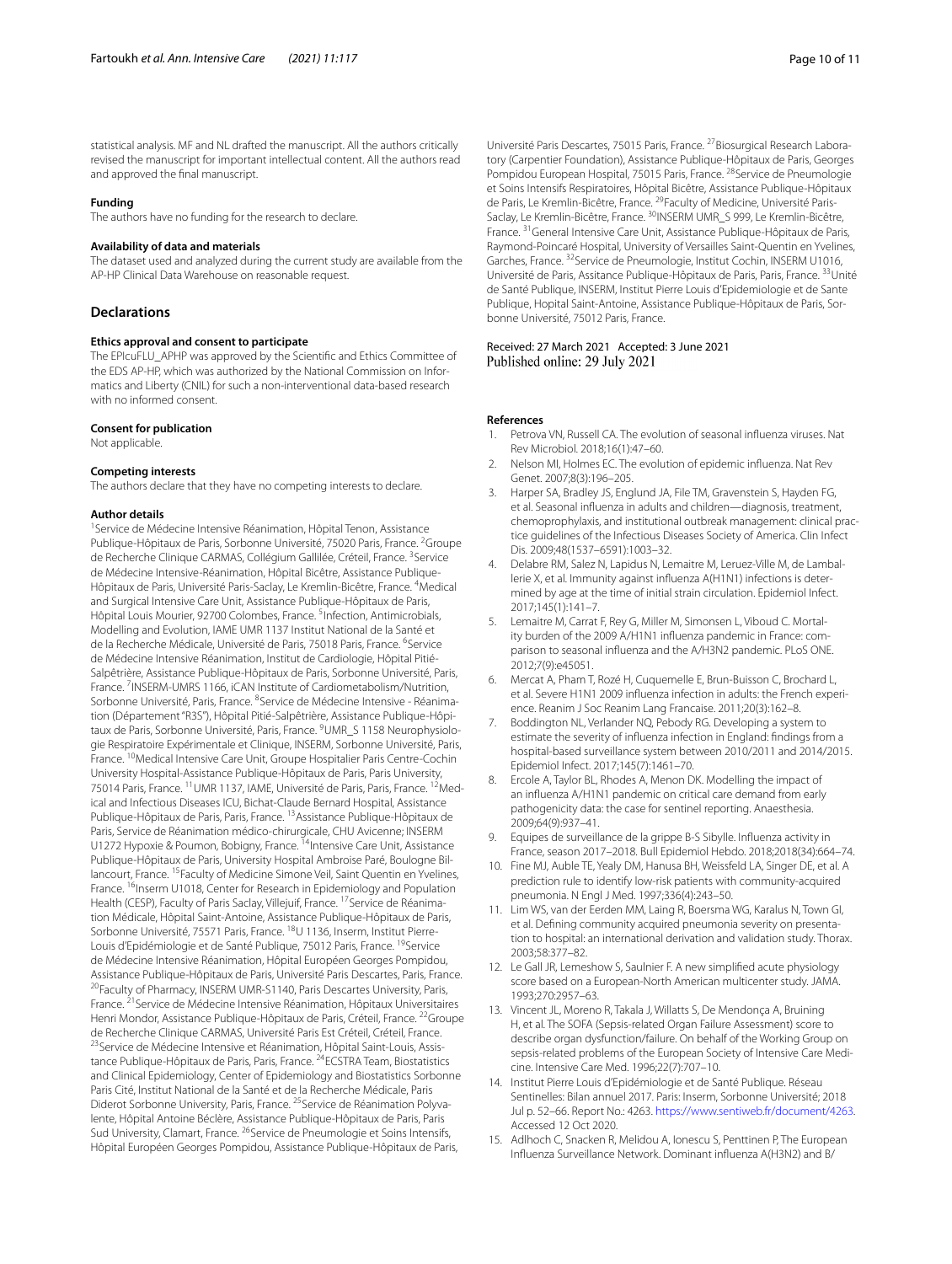statistical analysis. MF and NL drafted the manuscript. All the authors critically revised the manuscript for important intellectual content. All the authors read and approved the final manuscript.

### Funding

The authors have no funding for the research to declare.

### Availability of data and materials

The dataset used and analyzed during the current study are available from the AP-HP Clinical Data Warehouse on reasonable request.

## Declarations

### Ethics approval and consent to participate

The EPIcuFLU_APHP was approved by the Scientific and Ethics Committee of the EDS AP-HP, which was authorized by the National Commission on Informatics and Liberty (CNIL) for such a non-interventional data-based research with no informed consent.

### Consent for publication

Not applicable.

### Competing interests

The authors declare that they have no competing interests to declare.

### Author details

[1] Service de Médecine Intensive Réanimation, Hôpital Tenon, Assistance Publique-Hôpitaux de Paris, Sorbonne Université, 75020 Paris, France. [2] Groupe de Recherche Clinique CARMAS, Collégium Gallilée, Créteil, France. [3] Service de Médecine Intensive-Réanimation, Hôpital Bicêtre, Assistance Publique-Hôpitaux de Paris, Université Paris-Saclay, Le Kremlin-Bicêtre, France. [4] Medical and Surgical Intensive Care Unit, Assistance Publique-Hôpitaux de Paris, Hôpital Louis Mourier, 92700 Colombes, France. [5] Infection, Antimicrobials, Modelling and Evolution, IAME UMR 1137 Institut National de la Santé et de la Recherche Médicale, Université de Paris, 75018 Paris, France. [6] Service de Médecine Intensive Réanimation, Institut de Cardiologie, Hôpital Pitié-Salpêtrière, Assistance Publique-Hôpitaux de Paris, Sorbonne Université, Paris, France. [7] INSERM-UMRS 1166, iCAN Institute of Cardiometabolism/Nutrition, Sorbonne Université, Paris, France. [8] Service de Médecine Intensive - Réanimation (Département "R3S"), Hôpital Pitié-Salpêtrière, Assistance Publique-Hôpitaux de Paris, Sorbonne Université, Paris, France. [9] UMR_S 1158 Neurophysiologie Respiratoire Expérimentale et Clinique, INSERM, Sorbonne Université, Paris, France. [10] Medical Intensive Care Unit, Groupe Hospitalier Paris Centre-Cochin University Hospital-Assistance Publique-Hôpitaux de Paris, Paris University, 75014 Paris, France. [11] UMR 1137, IAME, Université de Paris, Paris, France. [12] Medical and Infectious Diseases ICU, Bichat-Claude Bernard Hospital, Assistance Publique-Hôpitaux de Paris, Paris, France. [13] Assistance Publique-Hôpitaux de Paris, Service de Réanimation médico-chirurgicale, CHU Avicenne; INSERM U1272 Hypoxie & Poumon, Bobigny, France. [14] Intensive Care Unit, Assistance Publique-Hôpitaux de Paris, University Hospital Ambroise Paré, Boulogne Billancourt, France. [15] Faculty of Medicine Simone Veil, Saint Quentin en Yvelines, France. [16] Inserm U1018, Center for Research in Epidemiology and Population Health (CESP), Faculty of Paris Saclay, Villejuif, France. [17] Service de Réanimation Médicale, Hôpital Saint-Antoine, Assistance Publique-Hôpitaux de Paris, Sorbonne Université, 75571 Paris, France. [18] U 1136, Inserm, Institut Pierre-Louis d'Epidémiologie et de Santé Publique, 75012 Paris, France. [19] Service de Médecine Intensive Réanimation, Hôpital Européen Georges Pompidou, Assistance Publique-Hôpitaux de Paris, Université Paris Descartes, Paris, France. [20] Faculty of Pharmacy, INSERM UMR-S1140, Paris Descartes University, Paris, France. [21] Service de Médecine Intensive Réanimation, Hôpitaux Universitaires Henri Mondor, Assistance Publique-Hôpitaux de Paris, Créteil, France. [22] Groupe de Recherche Clinique CARMAS, Université Paris Est Créteil, Créteil, France. [23] Service de Médecine Intensive et Réanimation, Hôpital Saint-Louis, Assistance Publique-Hôpitaux de Paris, Paris, France. [24] ECSTRA Team, Biostatistics and Clinical Epidemiology, Center of Epidemiology and Biostatistics Sorbonne Paris Cité, Institut National de la Santé et de la Recherche Médicale, Paris Diderot Sorbonne University, Paris, France. [25] Service de Réanimation Polyvalente, Hôpital Antoine Béclère, Assistance Publique-Hôpitaux de Paris, Paris Sud University, Clamart, France. [26] Service de Pneumologie et Soins Intensifs, Hôpital Européen Georges Pompidou, Assistance Publique-Hôpitaux de Paris, Université Paris Descartes, 75015 Paris, France. [27] Biosurgical Research Laboratory (Carpentier Foundation), Assistance Publique-Hôpitaux de Paris, Georges Pompidou European Hospital, 75015 Paris, France. [28] Service de Pneumologie et Soins Intensifs Respiratoires, Hôpital Bicêtre, Assistance Publique-Hôpitaux de Paris, Le Kremlin-Bicêtre, France. [29] Faculty of Medicine, Université Paris-Saclay, Le Kremlin-Bicêtre, France. [30] INSERM UMR_S 999, Le Kremlin-Bicêtre, France. [31] General Intensive Care Unit, Assistance Publique-Hôpitaux de Paris, Raymond-Poincaré Hospital, University of Versailles Saint-Quentin en Yvelines, Garches, France. [32] Service de Pneumologie, Institut Cochin, INSERM U1016, Université de Paris, Assitance Publique-Hôpitaux de Paris, Paris, France. [33] Unité de Santé Publique, INSERM, Institut Pierre Louis d'Epidemiologie et de Sante Publique, Hopital Saint-Antoine, Assistance Publique-Hôpitaux de Paris, Sorbonne Université, 75012 Paris, France.

Received: 27 March 2021 Accepted: 3 June 2021
Published online: 29 July 2021

### References

1. Petrova VN, Russell CA. The evolution of seasonal influenza viruses. Nat Rev Microbiol. 2018;16(1):47–60.
2. Nelson MI, Holmes EC. The evolution of epidemic influenza. Nat Rev Genet. 2007;8(3):196–205.
3. Harper SA, Bradley JS, Englund JA, File TM, Gravenstein S, Hayden FG, et al. Seasonal influenza in adults and children—diagnosis, treatment, chemoprophylaxis, and institutional outbreak management: clinical practice guidelines of the Infectious Diseases Society of America. Clin Infect Dis. 2009;48(1537–6591):1003–32.
4. Delabre RM, Salez N, Lapidus N, Lemaitre M, Leruez-Ville M, de Lamballerie X, et al. Immunity against influenza A(H1N1) infections is determined by age at the time of initial strain circulation. Epidemiol Infect. 2017;145(1):141–7.
5. Lemaitre M, Carrat F, Rey G, Miller M, Simonsen L, Viboud C. Mortality burden of the 2009 A/H1N1 influenza pandemic in France: comparison to seasonal influenza and the A/H3N2 pandemic. PLoS ONE. 2012;7(9):e45051.
6. Mercat A, Pham T, Rozé H, Cuquemelle E, Brun-Buisson C, Brochard L, et al. Severe H1N1 2009 influenza infection in adults: the French experience. Reanim J Soc Reanim Lang Francaise. 2011;20(3):162–8.
7. Boddington NL, Verlander NQ, Pebody RG. Developing a system to estimate the severity of influenza infection in England: findings from a hospital-based surveillance system between 2010/2011 and 2014/2015. Epidemiol Infect. 2017;145(7):1461–70.
8. Ercole A, Taylor BL, Rhodes A, Menon DK. Modelling the impact of an influenza A/H1N1 pandemic on critical care demand from early pathogenicity data: the case for sentinel reporting. Anaesthesia. 2009;64(9):937–41.
9. Equipes de surveillance de la grippe B-S Sibylle. Influenza activity in France, season 2017–2018. Bull Epidemiol Hebdo. 2018;2018(34):664–74.
10. Fine MJ, Auble TE, Yealy DM, Hanusa BH, Weissfeld LA, Singer DE, et al. A prediction rule to identify low-risk patients with community-acquired pneumonia. N Engl J Med. 1997;336(4):243–50.
11. Lim WS, van der Eerden MM, Laing R, Boersma WG, Karalus N, Town GI, et al. Defining community acquired pneumonia severity on presentation to hospital: an international derivation and validation study. Thorax. 2003;58:377–82.
12. Le Gall JR, Lemeshow S, Saulnier F. A new simplified acute physiology score based on a European-North American multicenter study. JAMA. 1993;270:2957–63.
13. Vincent JL, Moreno R, Takala J, Willatts S, De Mendonça A, Bruining H, et al. The SOFA (Sepsis-related Organ Failure Assessment) score to describe organ dysfunction/failure. On behalf of the Working Group on sepsis-related problems of the European Society of Intensive Care Medicine. Intensive Care Med. 1996;22(7):707–10.
14. Institut Pierre Louis d'Epidémiologie et de Santé Publique. Réseau Sentinelles: Bilan annuel 2017. Paris: Inserm, Sorbonne Université; 2018 Jul p. 52–66. Report No.: 4263. https://www.sentiweb.fr/document/4263. Accessed 12 Oct 2020.
15. Adlhoch C, Snacken R, Melidou A, Ionescu S, Penttinen P, The European Influenza Surveillance Network. Dominant influenza A(H3N2) and B/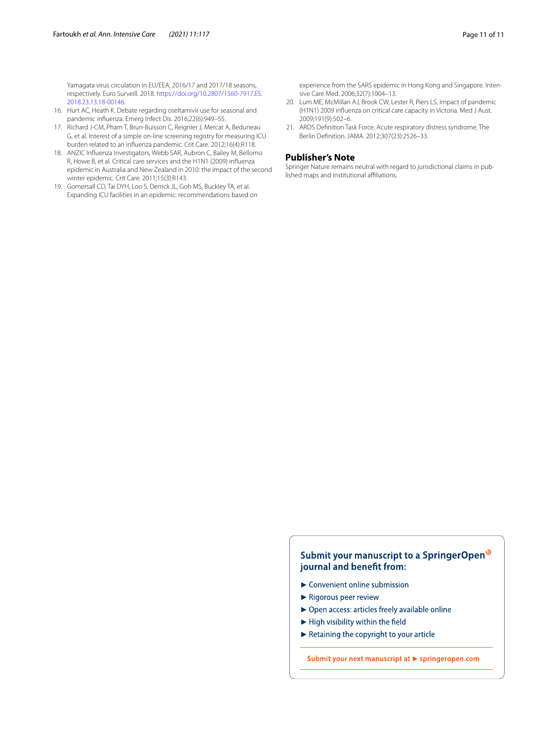Yamagata virus circulation in EU/EEA, 2016/17 and 2017/18 seasons, respectively. Euro Surveill. 2018. https://doi.org/10.2807/1560-7917.ES.2018.23.13.18-00146.

16. Hurt AC, Heath K. Debate regarding oseltamivir use for seasonal and pandemic influenza. Emerg Infect Dis. 2016;22(6):949–55.
17. Richard J-CM, Pham T, Brun-Buisson C, Reignier J, Mercat A, Beduneau G, et al. Interest of a simple on-line screening registry for measuring ICU burden related to an influenza pandemic. Crit Care. 2012;16(4):R118.
18. ANZIC Influenza Investigators, Webb SAR, Aubron C, Bailey M, Bellomo R, Howe B, et al. Critical care services and the H1N1 (2009) influenza epidemic in Australia and New Zealand in 2010: the impact of the second winter epidemic. Crit Care. 2011;15(3):R143.
19. Gomersall CD, Tai DYH, Loo S, Derrick JL, Goh MS, Buckley TA, et al. Expanding ICU facilities in an epidemic: recommendations based on experience from the SARS epidemic in Hong Kong and Singapore. Intensive Care Med. 2006;32(7):1004–13.
20. Lum ME, McMillan AJ, Brook CW, Lester R, Piers LS. Impact of pandemic (H1N1) 2009 influenza on critical care capacity in Victoria. Med J Aust. 2009;191(9):502–6.
21. ARDS Definition Task Force. Acute respiratory distress syndrome. The Berlin Definition. JAMA. 2012;307(23):2526–33.

## Publisher's Note

Springer Nature remains neutral with regard to jurisdictional claims in published maps and institutional affiliations.

**Submit your manuscript to a SpringerOpen journal and benefit from:**

- ► Convenient online submission
- ► Rigorous peer review
- ► Open access: articles freely available online
- ► High visibility within the field
- ► Retaining the copyright to your article

**Submit your next manuscript at ► springeropen.com**